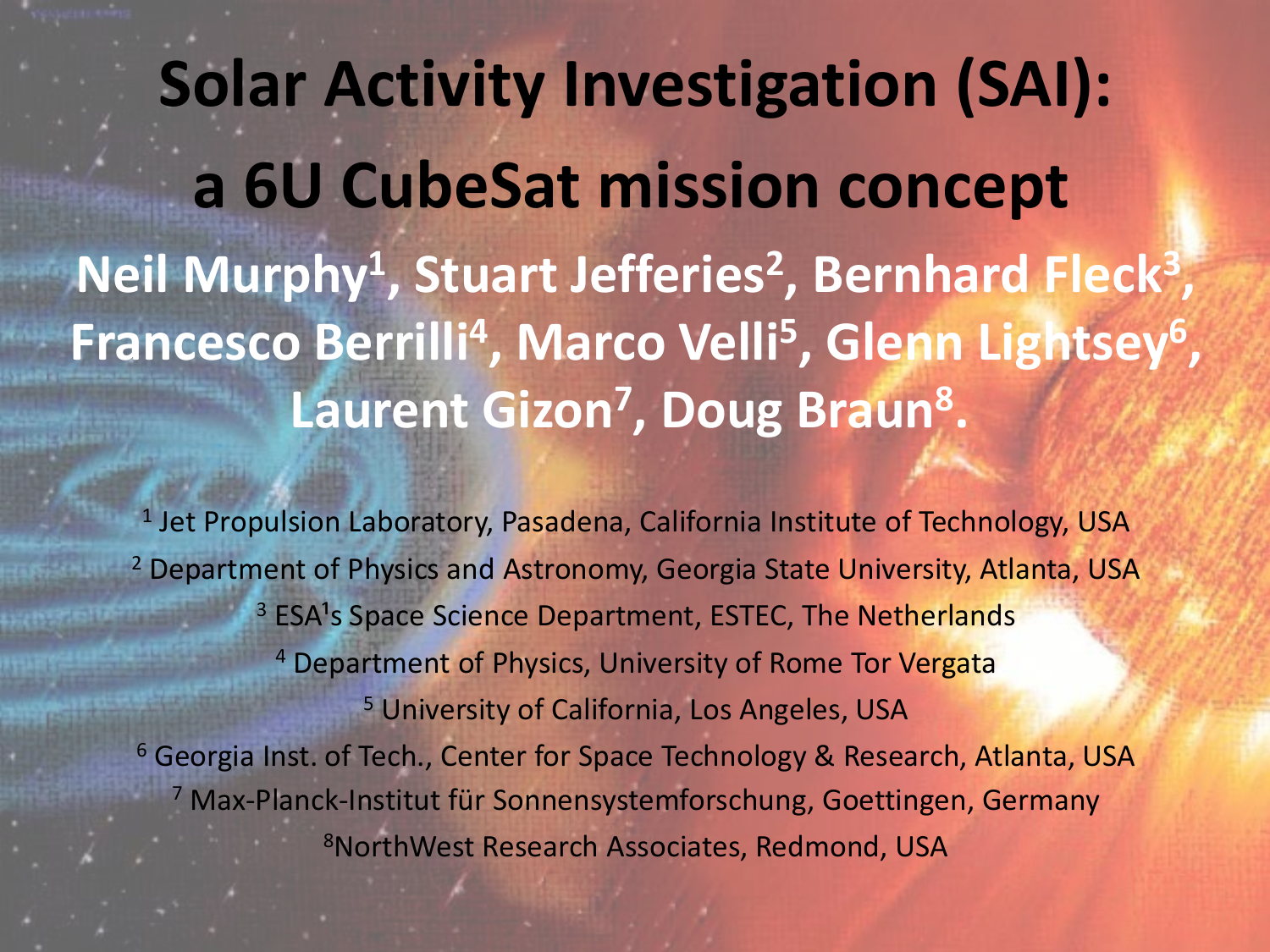# Solar Activity Investigation (SAI): a 6U CubeSat mission concept

**Neil Murphy[1], Stuart Jefferies[2], Bernhard Fleck[3], Francesco Berrilli[4], Marco Velli[5], Glenn Lightsey[6], Laurent Gizon[7], Doug Braun[8].**

[1] Jet Propulsion Laboratory, Pasadena, California Institute of Technology, USA

[2] Department of Physics and Astronomy, Georgia State University, Atlanta, USA

[3] ESA[1]s Space Science Department, ESTEC, The Netherlands

[4] Department of Physics, University of Rome Tor Vergata

[5] University of California, Los Angeles, USA

[6] Georgia Inst. of Tech., Center for Space Technology & Research, Atlanta, USA

[7] Max-Planck-Institut für Sonnensystemforschung, Goettingen, Germany

[8]NorthWest Research Associates, Redmond, USA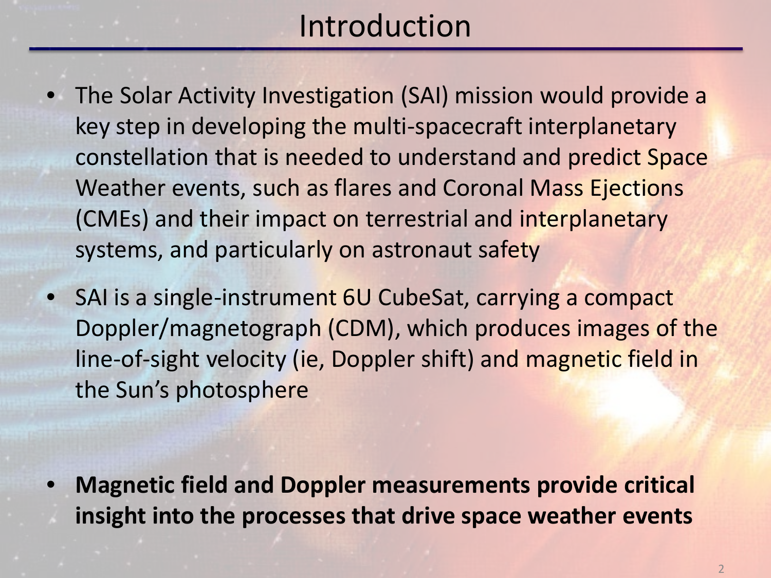# Introduction

- The Solar Activity Investigation (SAI) mission would provide a key step in developing the multi-spacecraft interplanetary constellation that is needed to understand and predict Space Weather events, such as flares and Coronal Mass Ejections (CMEs) and their impact on terrestrial and interplanetary systems, and particularly on astronaut safety
- SAI is a single-instrument 6U CubeSat, carrying a compact Doppler/magnetograph (CDM), which produces images of the line-of-sight velocity (ie, Doppler shift) and magnetic field in the Sun's photosphere
- **Magnetic field and Doppler measurements provide critical insight into the processes that drive space weather events**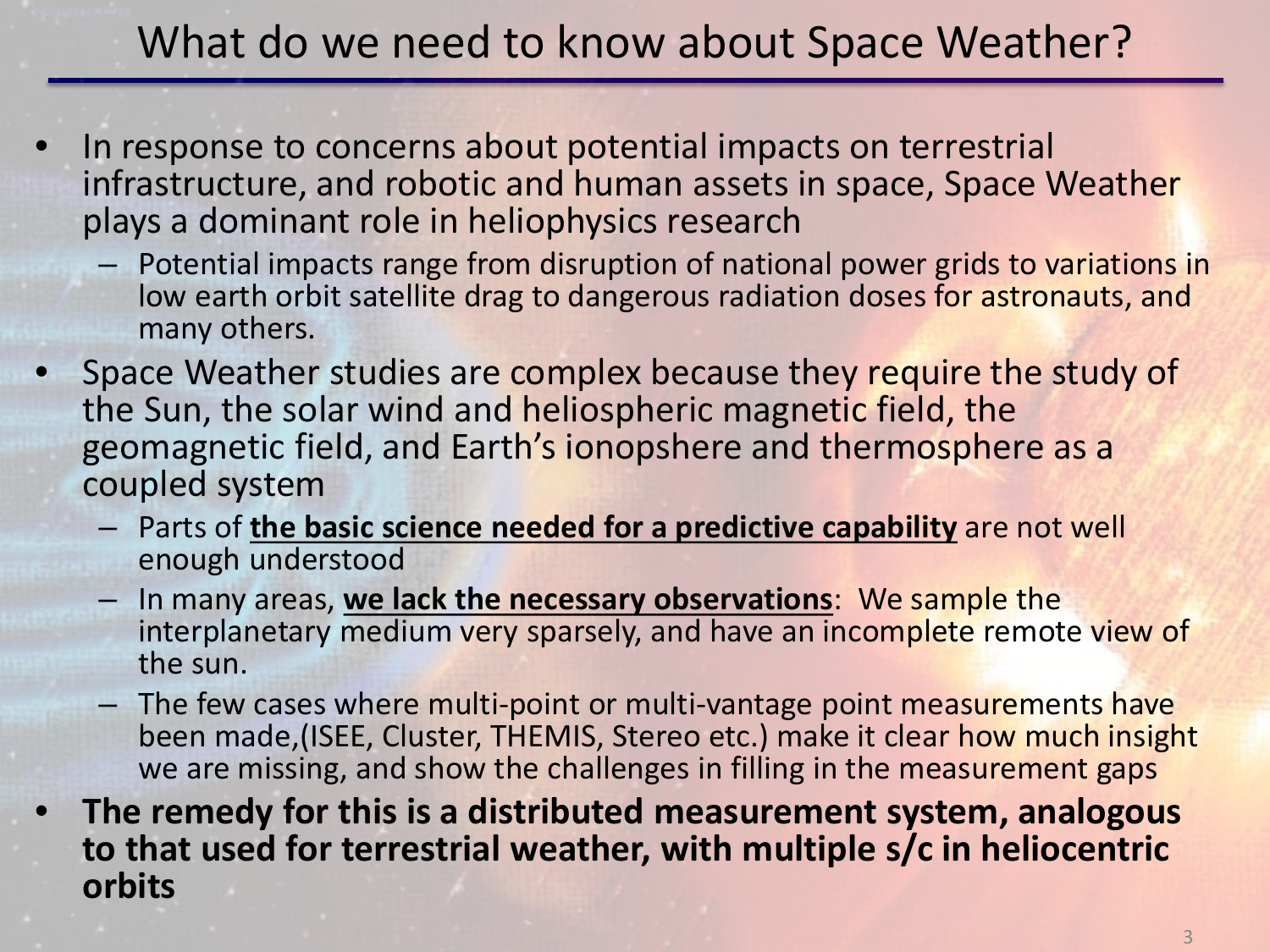# What do we need to know about Space Weather?

- In response to concerns about potential impacts on terrestrial infrastructure, and robotic and human assets in space, Space Weather plays a dominant role in heliophysics research
  - Potential impacts range from disruption of national power grids to variations in low earth orbit satellite drag to dangerous radiation doses for astronauts, and many others.
- Space Weather studies are complex because they require the study of the Sun, the solar wind and heliospheric magnetic field, the geomagnetic field, and Earth's ionopshere and thermosphere as a coupled system
  - Parts of **the basic science needed for a predictive capability** are not well enough understood
  - In many areas, **we lack the necessary observations**: We sample the interplanetary medium very sparsely, and have an incomplete remote view of the sun.
  - The few cases where multi-point or multi-vantage point measurements have been made,(ISEE, Cluster, THEMIS, Stereo etc.) make it clear how much insight we are missing, and show the challenges in filling in the measurement gaps
- **The remedy for this is a distributed measurement system, analogous to that used for terrestrial weather, with multiple s/c in heliocentric orbits**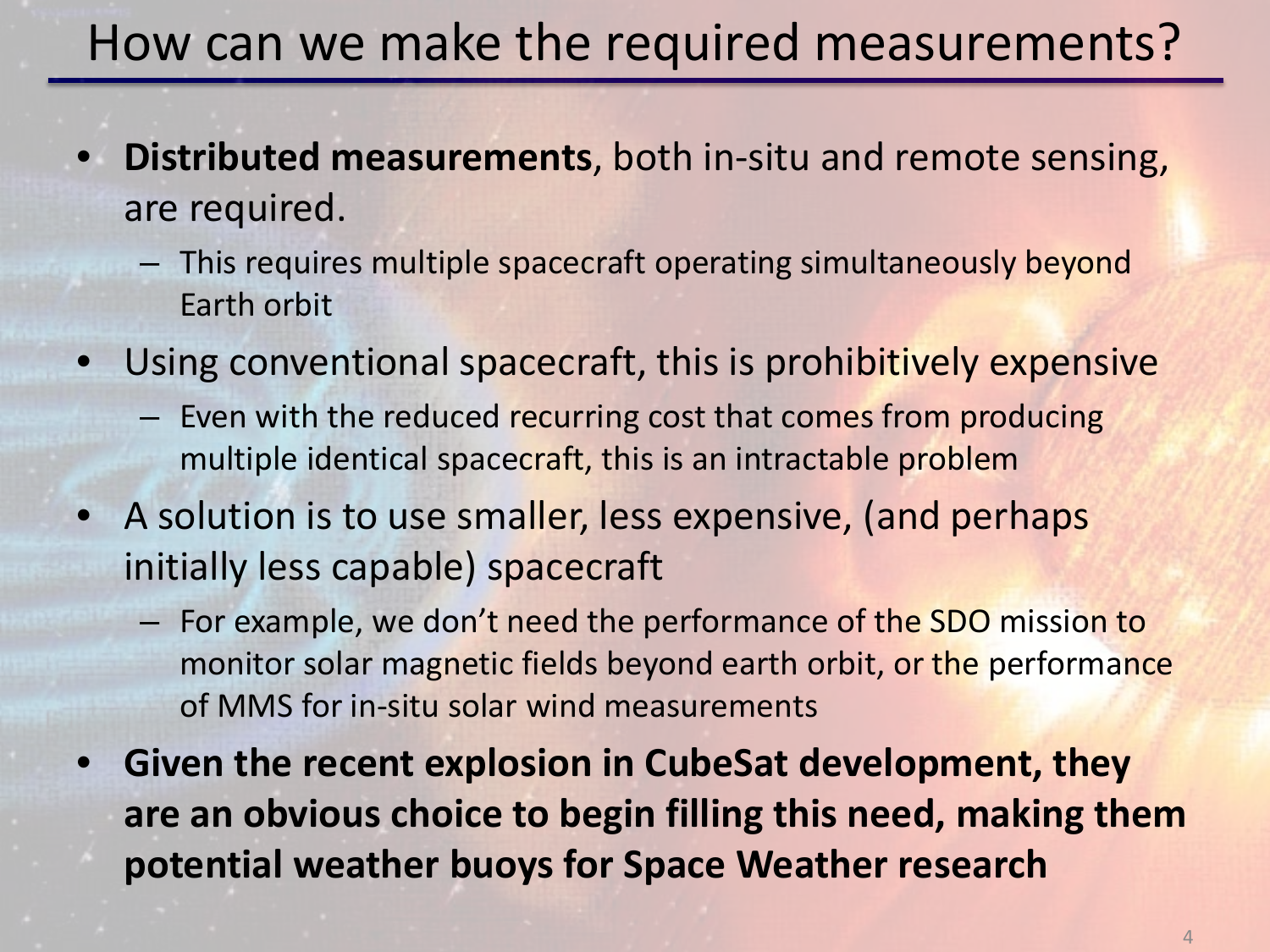# How can we make the required measurements?

- **Distributed measurements**, both in-situ and remote sensing, are required.
  - This requires multiple spacecraft operating simultaneously beyond Earth orbit
- Using conventional spacecraft, this is prohibitively expensive
  - Even with the reduced recurring cost that comes from producing multiple identical spacecraft, this is an intractable problem
- A solution is to use smaller, less expensive, (and perhaps initially less capable) spacecraft
  - For example, we don't need the performance of the SDO mission to monitor solar magnetic fields beyond earth orbit, or the performance of MMS for in-situ solar wind measurements
- **Given the recent explosion in CubeSat development, they are an obvious choice to begin filling this need, making them potential weather buoys for Space Weather research**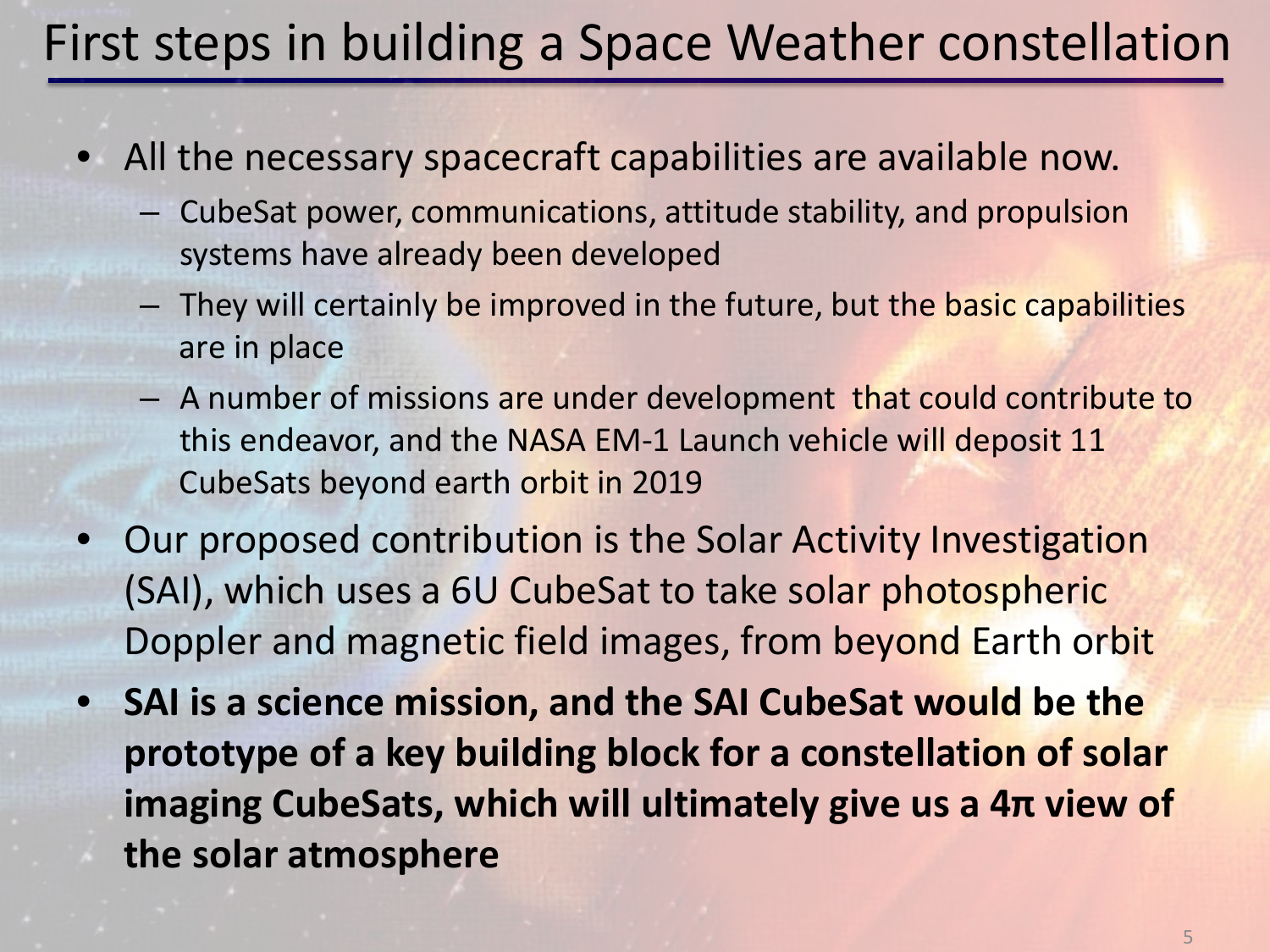# First steps in building a Space Weather constellation

- All the necessary spacecraft capabilities are available now.
  - CubeSat power, communications, attitude stability, and propulsion systems have already been developed
  - They will certainly be improved in the future, but the basic capabilities are in place
  - A number of missions are under development that could contribute to this endeavor, and the NASA EM-1 Launch vehicle will deposit 11 CubeSats beyond earth orbit in 2019
- Our proposed contribution is the Solar Activity Investigation (SAI), which uses a 6U CubeSat to take solar photospheric Doppler and magnetic field images, from beyond Earth orbit
- **SAI is a science mission, and the SAI CubeSat would be the prototype of a key building block for a constellation of solar imaging CubeSats, which will ultimately give us a 4π view of the solar atmosphere**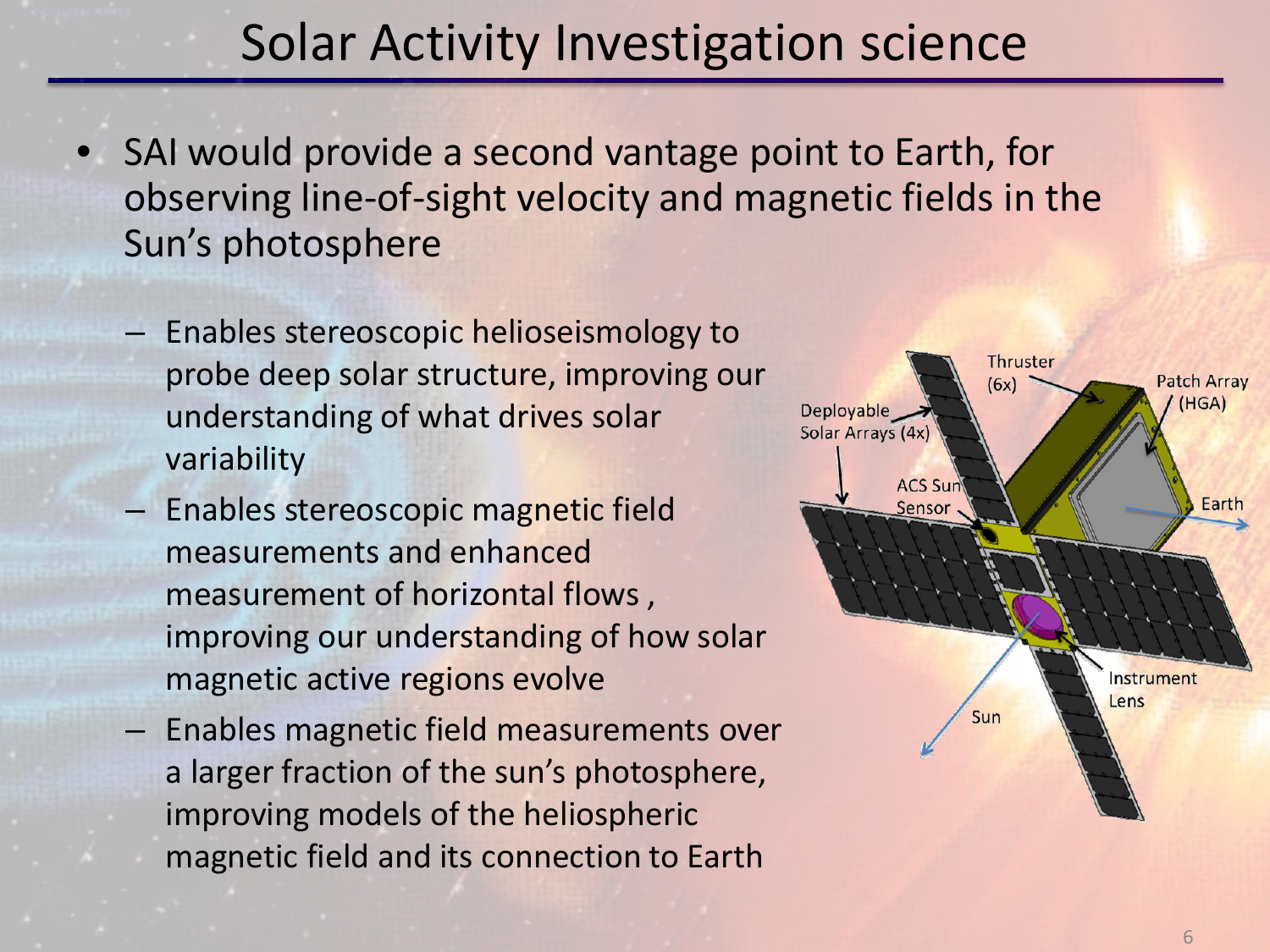# Solar Activity Investigation science

- SAI would provide a second vantage point to Earth, for observing line-of-sight velocity and magnetic fields in the Sun's photosphere
  - Enables stereoscopic helioseismology to probe deep solar structure, improving our understanding of what drives solar variability
  - Enables stereoscopic magnetic field measurements and enhanced measurement of horizontal flows , improving our understanding of how solar magnetic active regions evolve
  - Enables magnetic field measurements over a larger fraction of the sun's photosphere, improving models of the heliospheric magnetic field and its connection to Earth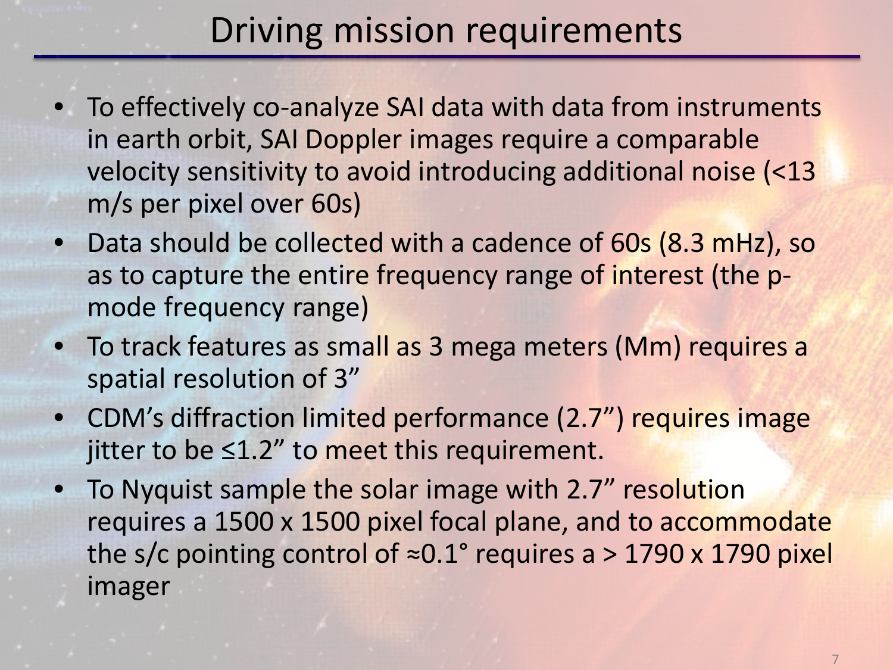# Driving mission requirements

- To effectively co-analyze SAI data with data from instruments in earth orbit, SAI Doppler images require a comparable velocity sensitivity to avoid introducing additional noise (<13 m/s per pixel over 60s)
- Data should be collected with a cadence of 60s (8.3 mHz), so as to capture the entire frequency range of interest (the p-mode frequency range)
- To track features as small as 3 mega meters (Mm) requires a spatial resolution of 3”
- CDM’s diffraction limited performance (2.7”) requires image jitter to be ≤1.2” to meet this requirement.
- To Nyquist sample the solar image with 2.7” resolution requires a 1500 x 1500 pixel focal plane, and to accommodate the s/c pointing control of ≈0.1° requires a > 1790 x 1790 pixel imager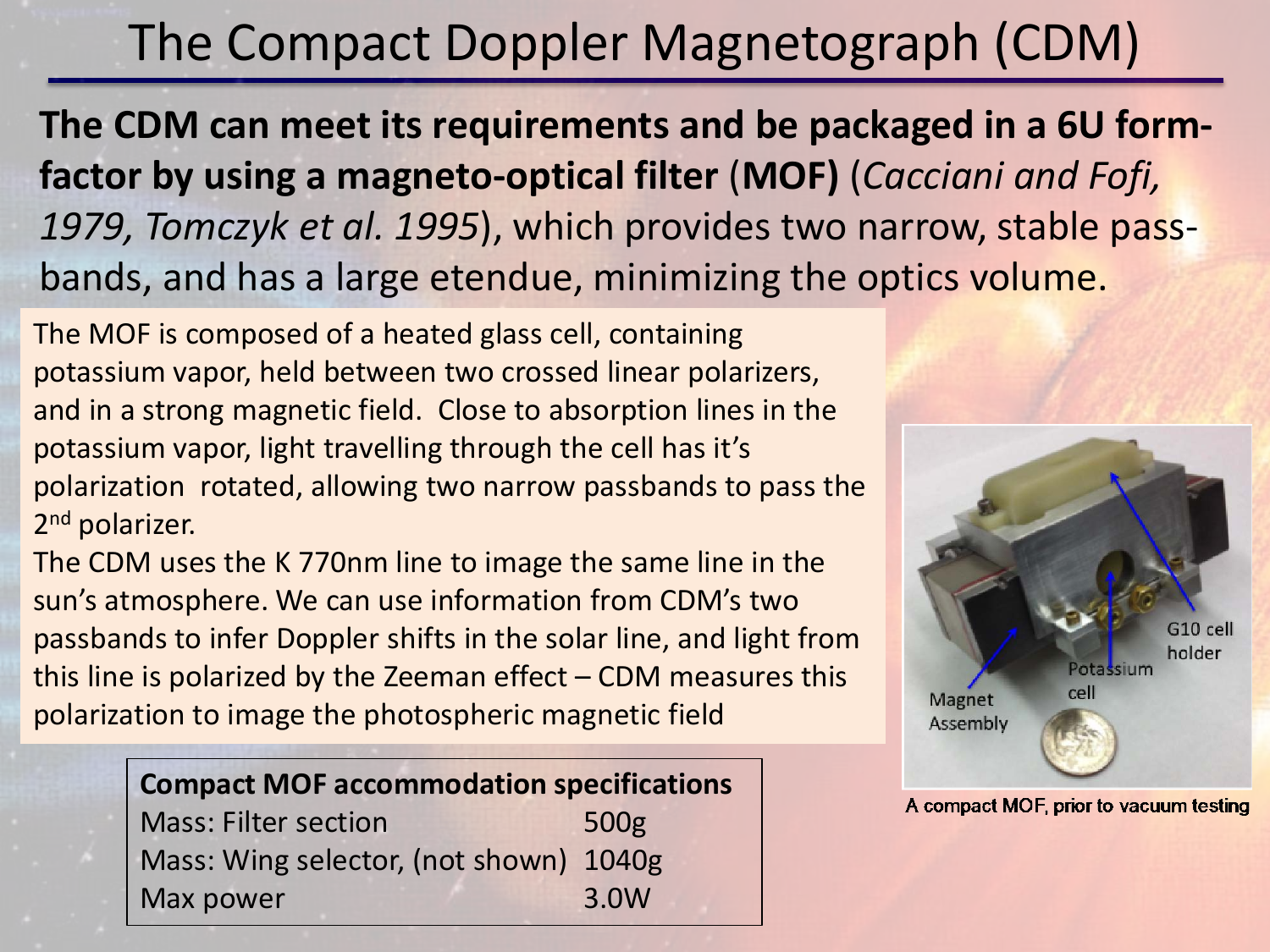# The Compact Doppler Magnetograph (CDM)

**The CDM can meet its requirements and be packaged in a 6U form-factor by using a magneto-optical filter (MOF)** (*Cacciani and Fofi, 1979, Tomczyk et al. 1995*), which provides two narrow, stable pass-bands, and has a large etendue, minimizing the optics volume.

The MOF is composed of a heated glass cell, containing potassium vapor, held between two crossed linear polarizers, and in a strong magnetic field. Close to absorption lines in the potassium vapor, light travelling through the cell has it's polarization rotated, allowing two narrow passbands to pass the 2nd polarizer.

The CDM uses the K 770nm line to image the same line in the sun's atmosphere. We can use information from CDM's two passbands to infer Doppler shifts in the solar line, and light from this line is polarized by the Zeeman effect – CDM measures this polarization to image the photospheric magnetic field

| **Compact MOF accommodation specifications** | |
|---|---|
| Mass: Filter section | 500g |
| Mass: Wing selector, (not shown) | 1040g |
| Max power | 3.0W |

G10 cell holder

Potassium cell

Magnet Assembly

A compact MOF, prior to vacuum testing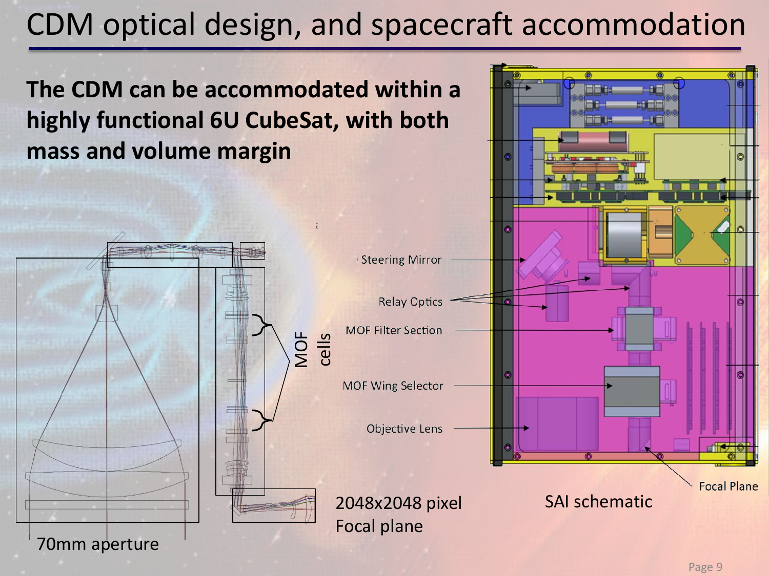# CDM optical design, and spacecraft accommodation

**The CDM can be accommodated within a highly functional 6U CubeSat, with both mass and volume margin**

MOF cells

Steering Mirror

Relay Optics

MOF Filter Section

MOF Wing Selector

Objective Lens

Focal Plane

70mm aperture

2048x2048 pixel Focal plane

SAI schematic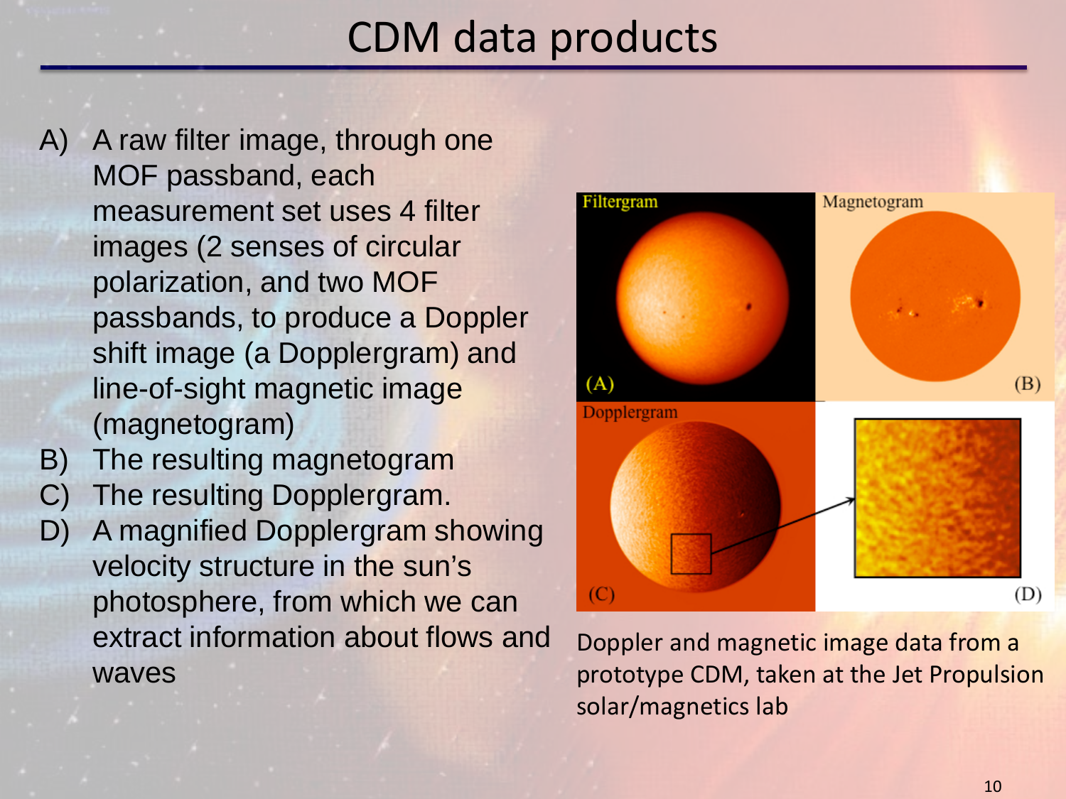# CDM data products

A) A raw filter image, through one MOF passband, each measurement set uses 4 filter images (2 senses of circular polarization, and two MOF passbands, to produce a Doppler shift image (a Dopplergram) and line-of-sight magnetic image (magnetogram)

B) The resulting magnetogram

C) The resulting Dopplergram.

D) A magnified Dopplergram showing velocity structure in the sun's photosphere, from which we can extract information about flows and waves

Filtergram (A) | Magnetogram (B) | Dopplergram (C) | (D)

Doppler and magnetic image data from a prototype CDM, taken at the Jet Propulsion solar/magnetics lab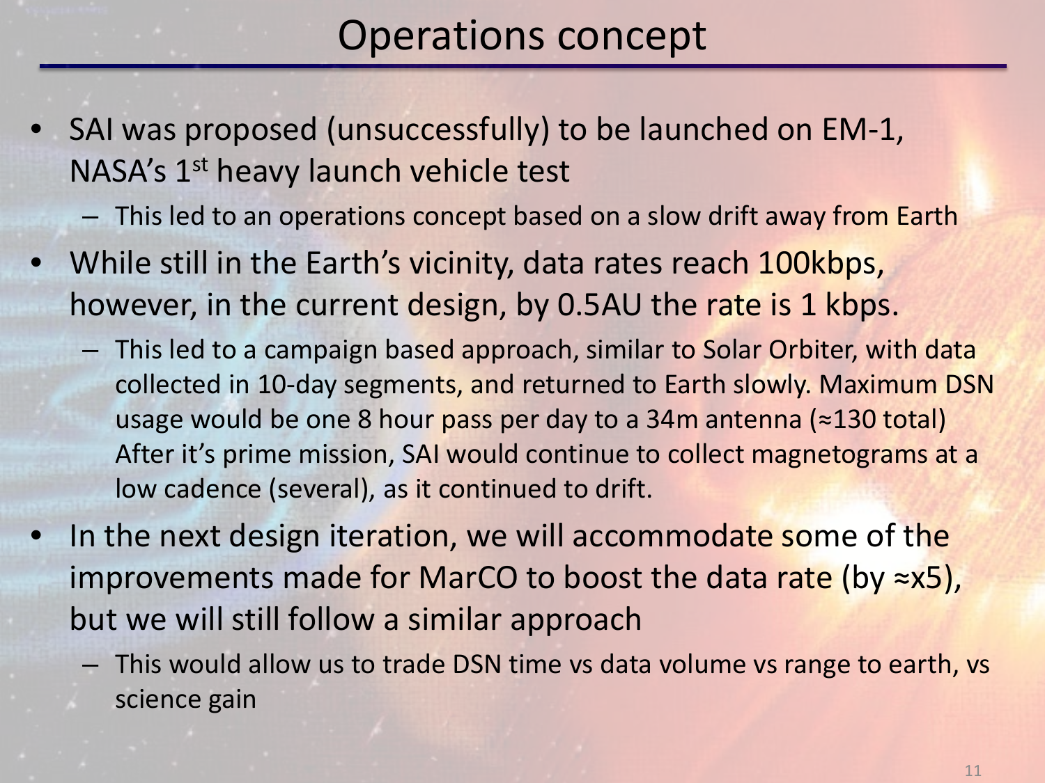# Operations concept

- SAI was proposed (unsuccessfully) to be launched on EM-1, NASA's 1st heavy launch vehicle test
  - This led to an operations concept based on a slow drift away from Earth
- While still in the Earth's vicinity, data rates reach 100kbps, however, in the current design, by 0.5AU the rate is 1 kbps.
  - This led to a campaign based approach, similar to Solar Orbiter, with data collected in 10-day segments, and returned to Earth slowly. Maximum DSN usage would be one 8 hour pass per day to a 34m antenna (≈130 total) After it's prime mission, SAI would continue to collect magnetograms at a low cadence (several), as it continued to drift.
- In the next design iteration, we will accommodate some of the improvements made for MarCO to boost the data rate (by ≈x5), but we will still follow a similar approach
  - This would allow us to trade DSN time vs data volume vs range to earth, vs science gain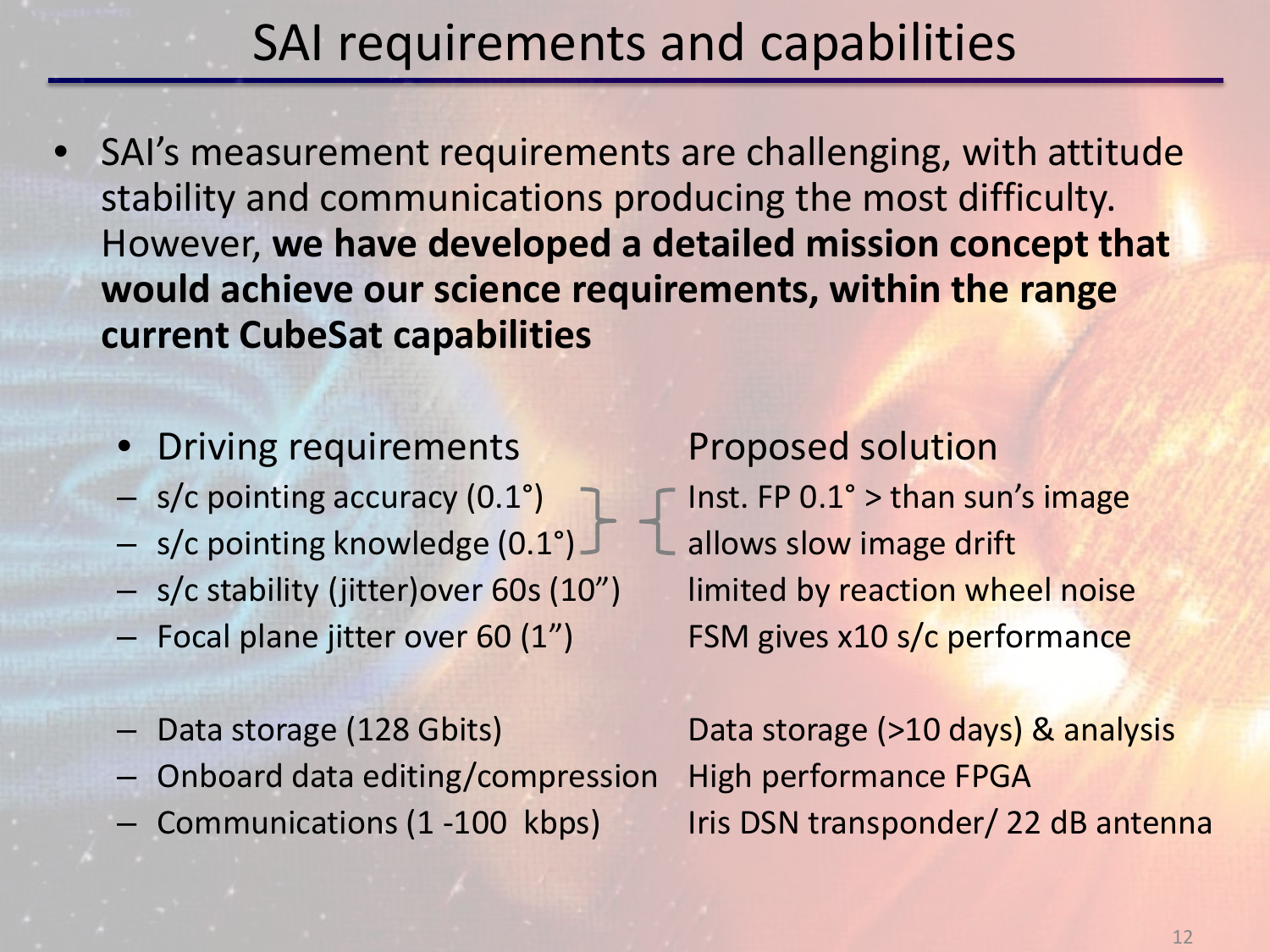# SAI requirements and capabilities

- SAI's measurement requirements are challenging, with attitude stability and communications producing the most difficulty. However, **we have developed a detailed mission concept that would achieve our science requirements, within the range current CubeSat capabilities**

| Driving requirements | Proposed solution |
|---|---|
| – s/c pointing accuracy (0.1°) | Inst. FP 0.1° > than sun's image |
| – s/c pointing knowledge (0.1°) | allows slow image drift |
| – s/c stability (jitter)over 60s (10") | limited by reaction wheel noise |
| – Focal plane jitter over 60 (1") | FSM gives x10 s/c performance |
| – Data storage (128 Gbits) | Data storage (>10 days) & analysis |
| – Onboard data editing/compression | High performance FPGA |
| – Communications (1 -100 kbps) | Iris DSN transponder/ 22 dB antenna |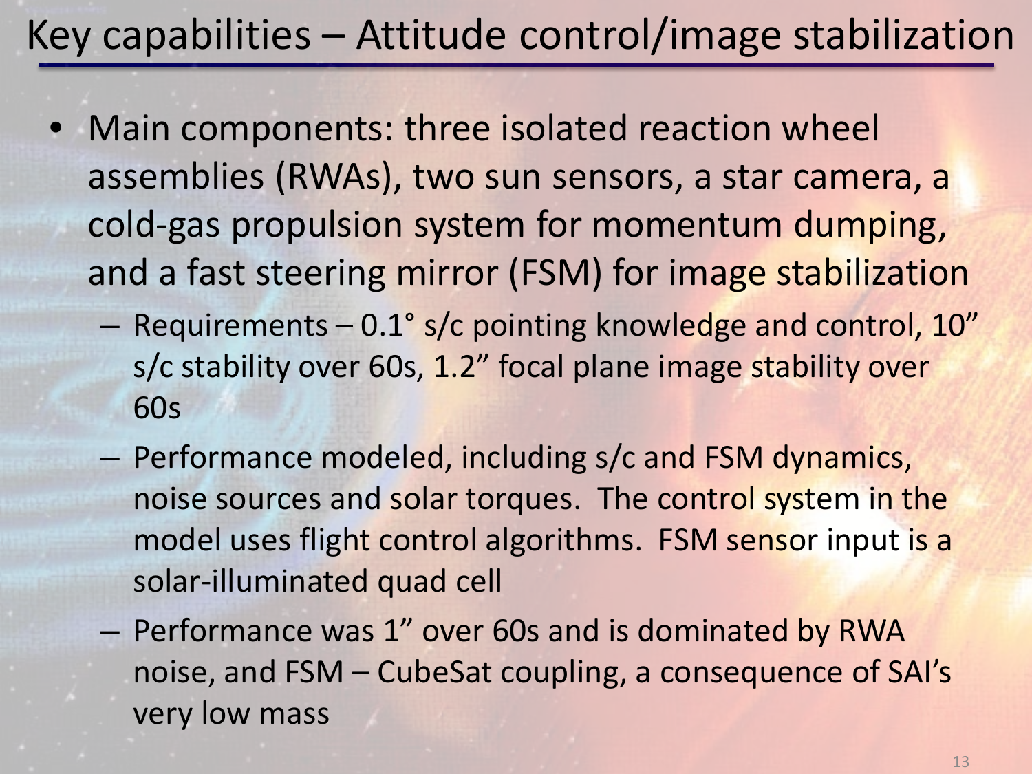# Key capabilities – Attitude control/image stabilization

- Main components: three isolated reaction wheel assemblies (RWAs), two sun sensors, a star camera, a cold-gas propulsion system for momentum dumping, and a fast steering mirror (FSM) for image stabilization
  - Requirements – 0.1° s/c pointing knowledge and control, 10" s/c stability over 60s, 1.2" focal plane image stability over 60s
  - Performance modeled, including s/c and FSM dynamics, noise sources and solar torques. The control system in the model uses flight control algorithms. FSM sensor input is a solar-illuminated quad cell
  - Performance was 1" over 60s and is dominated by RWA noise, and FSM – CubeSat coupling, a consequence of SAI's very low mass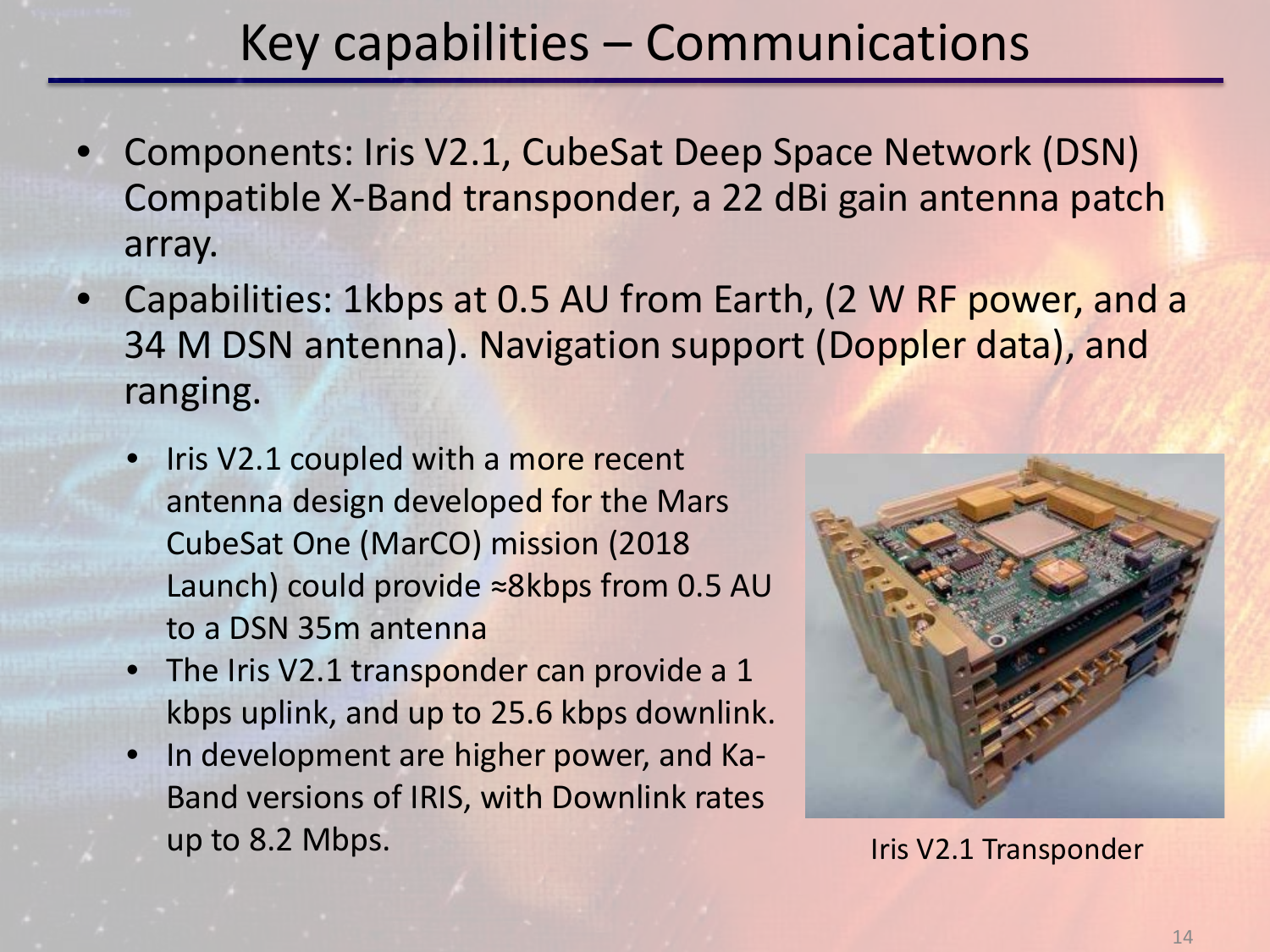# Key capabilities – Communications

- Components: Iris V2.1, CubeSat Deep Space Network (DSN) Compatible X-Band transponder, a 22 dBi gain antenna patch array.
- Capabilities: 1kbps at 0.5 AU from Earth, (2 W RF power, and a 34 M DSN antenna). Navigation support (Doppler data), and ranging.
  - Iris V2.1 coupled with a more recent antenna design developed for the Mars CubeSat One (MarCO) mission (2018 Launch) could provide ≈8kbps from 0.5 AU to a DSN 35m antenna
  - The Iris V2.1 transponder can provide a 1 kbps uplink, and up to 25.6 kbps downlink.
  - In development are higher power, and Ka-Band versions of IRIS, with Downlink rates up to 8.2 Mbps.

Iris V2.1 Transponder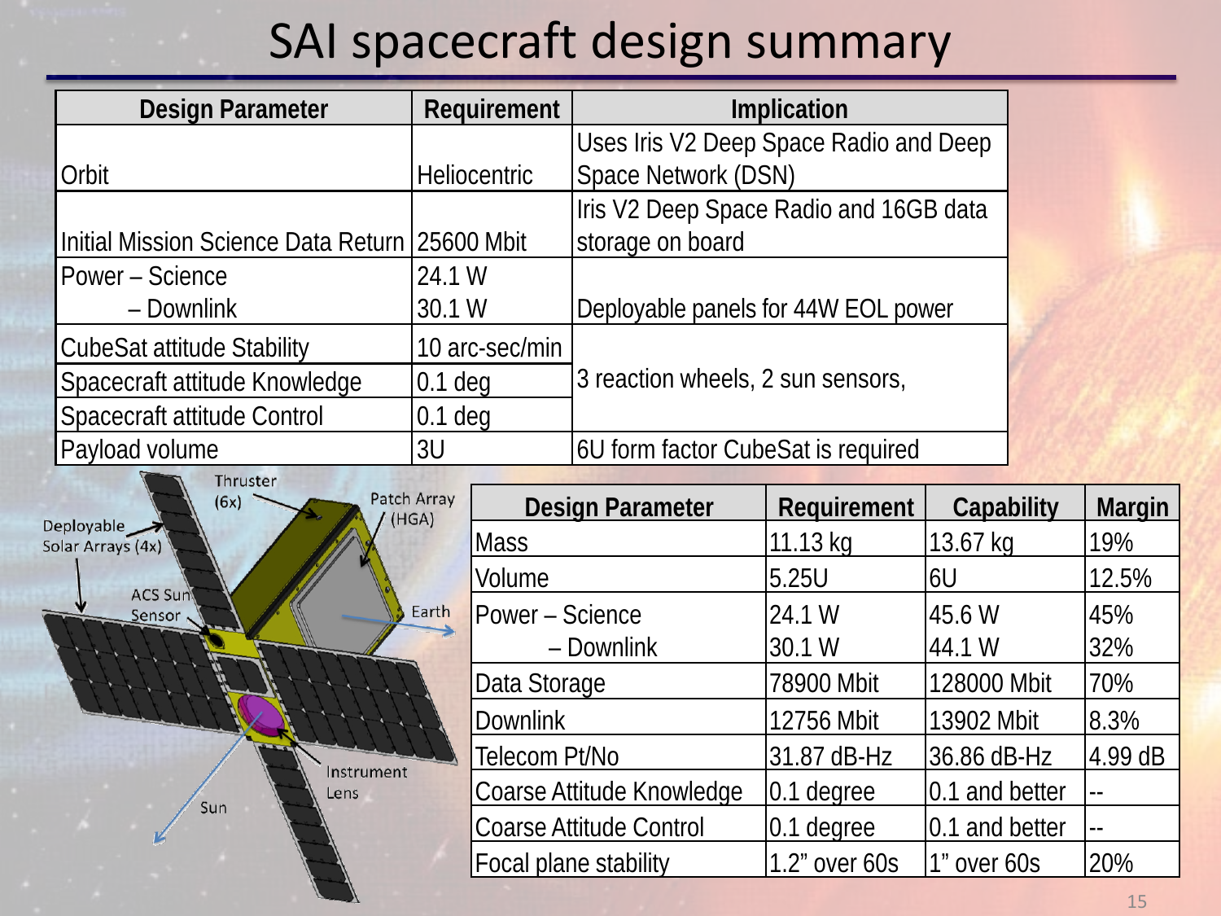# SAI spacecraft design summary

| Design Parameter | Requirement | Implication |
|---|---|---|
| Orbit | Heliocentric | Uses Iris V2 Deep Space Radio and Deep Space Network (DSN) |
| Initial Mission Science Data Return | 25600 Mbit | Iris V2 Deep Space Radio and 16GB data storage on board |
| Power – Science<br>– Downlink | 24.1 W<br>30.1 W | Deployable panels for 44W EOL power |
| CubeSat attitude Stability | 10 arc-sec/min | 3 reaction wheels, 2 sun sensors, |
| Spacecraft attitude Knowledge | 0.1 deg | |
| Spacecraft attitude Control | 0.1 deg | |
| Payload volume | 3U | 6U form factor CubeSat is required |

Thruster (6x)
Patch Array (HGA)
Deployable Solar Arrays (4x)
ACS Sun Sensor
Earth
Instrument Lens
Sun

| Design Parameter | Requirement | Capability | Margin |
|---|---|---|---|
| Mass | 11.13 kg | 13.67 kg | 19% |
| Volume | 5.25U | 6U | 12.5% |
| Power – Science<br>– Downlink | 24.1 W<br>30.1 W | 45.6 W<br>44.1 W | 45%<br>32% |
| Data Storage | 78900 Mbit | 128000 Mbit | 70% |
| Downlink | 12756 Mbit | 13902 Mbit | 8.3% |
| Telecom Pt/No | 31.87 dB-Hz | 36.86 dB-Hz | 4.99 dB |
| Coarse Attitude Knowledge | 0.1 degree | 0.1 and better | -- |
| Coarse Attitude Control | 0.1 degree | 0.1 and better | -- |
| Focal plane stability | 1.2" over 60s | 1" over 60s | 20% |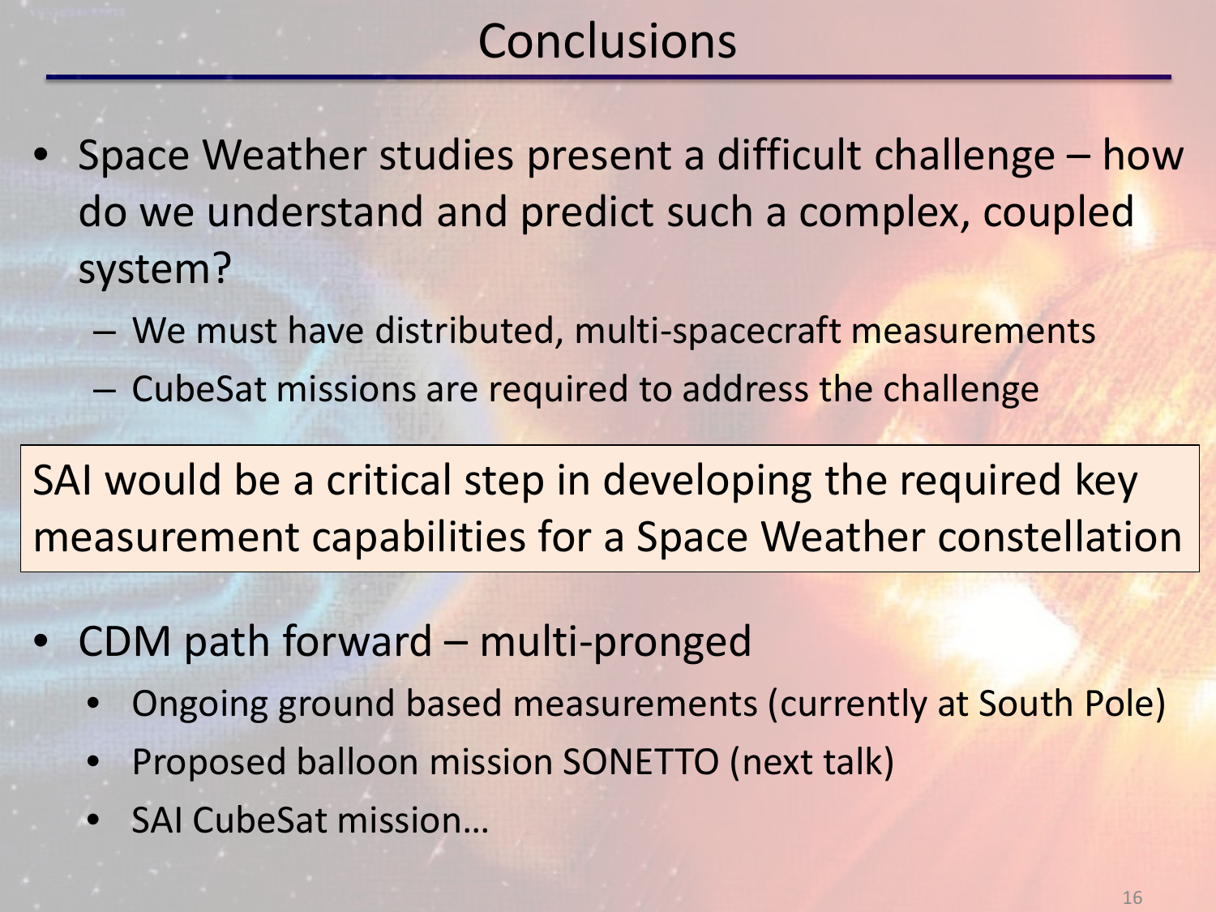# Conclusions

- Space Weather studies present a difficult challenge – how do we understand and predict such a complex, coupled system?
  - We must have distributed, multi-spacecraft measurements
  - CubeSat missions are required to address the challenge

SAI would be a critical step in developing the required key measurement capabilities for a Space Weather constellation

- CDM path forward – multi-pronged
  - Ongoing ground based measurements (currently at South Pole)
  - Proposed balloon mission SONETTO (next talk)
  - SAI CubeSat mission…